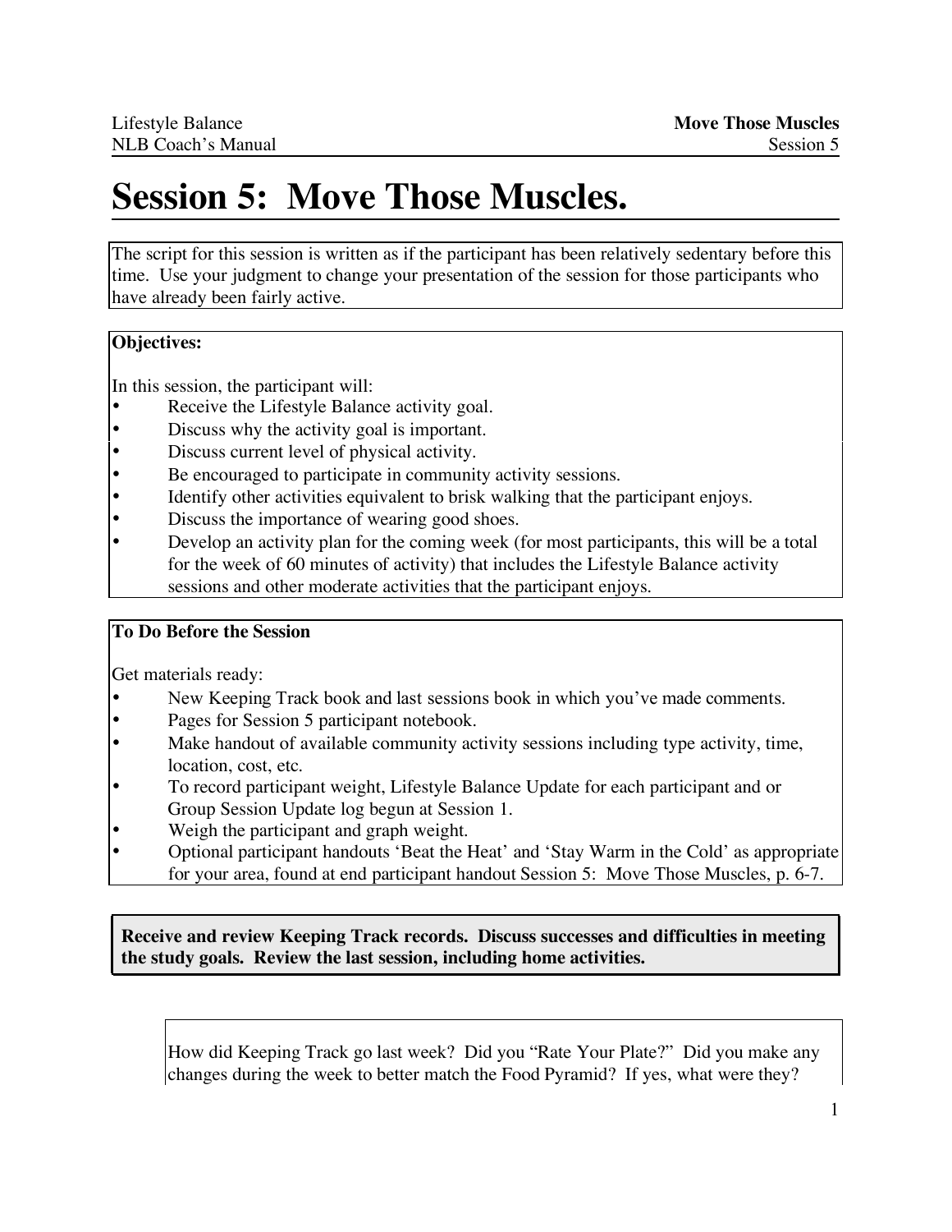# Session 5: Move Those Muscles.

The script for this session is written as if the participant has been relatively sedentary before this time. Use your judgment to change your presentation of the session for those participants who have already been fairly active.

**Objectives:**

In this session, the participant will:

- Receive the Lifestyle Balance activity goal.
- Discuss why the activity goal is important.
- Discuss current level of physical activity.
- Be encouraged to participate in community activity sessions.
- Identify other activities equivalent to brisk walking that the participant enjoys.
- Discuss the importance of wearing good shoes.
- Develop an activity plan for the coming week (for most participants, this will be a total for the week of 60 minutes of activity) that includes the Lifestyle Balance activity sessions and other moderate activities that the participant enjoys.

**To Do Before the Session**

Get materials ready:

- New Keeping Track book and last sessions book in which you've made comments.
- Pages for Session 5 participant notebook.
- Make handout of available community activity sessions including type activity, time, location, cost, etc.
- To record participant weight, Lifestyle Balance Update for each participant and or Group Session Update log begun at Session 1.
- Weigh the participant and graph weight.
- Optional participant handouts 'Beat the Heat' and 'Stay Warm in the Cold' as appropriate for your area, found at end participant handout Session 5: Move Those Muscles, p. 6-7.

**Receive and review Keeping Track records. Discuss successes and difficulties in meeting the study goals. Review the last session, including home activities.**

How did Keeping Track go last week? Did you "Rate Your Plate?" Did you make any changes during the week to better match the Food Pyramid? If yes, what were they?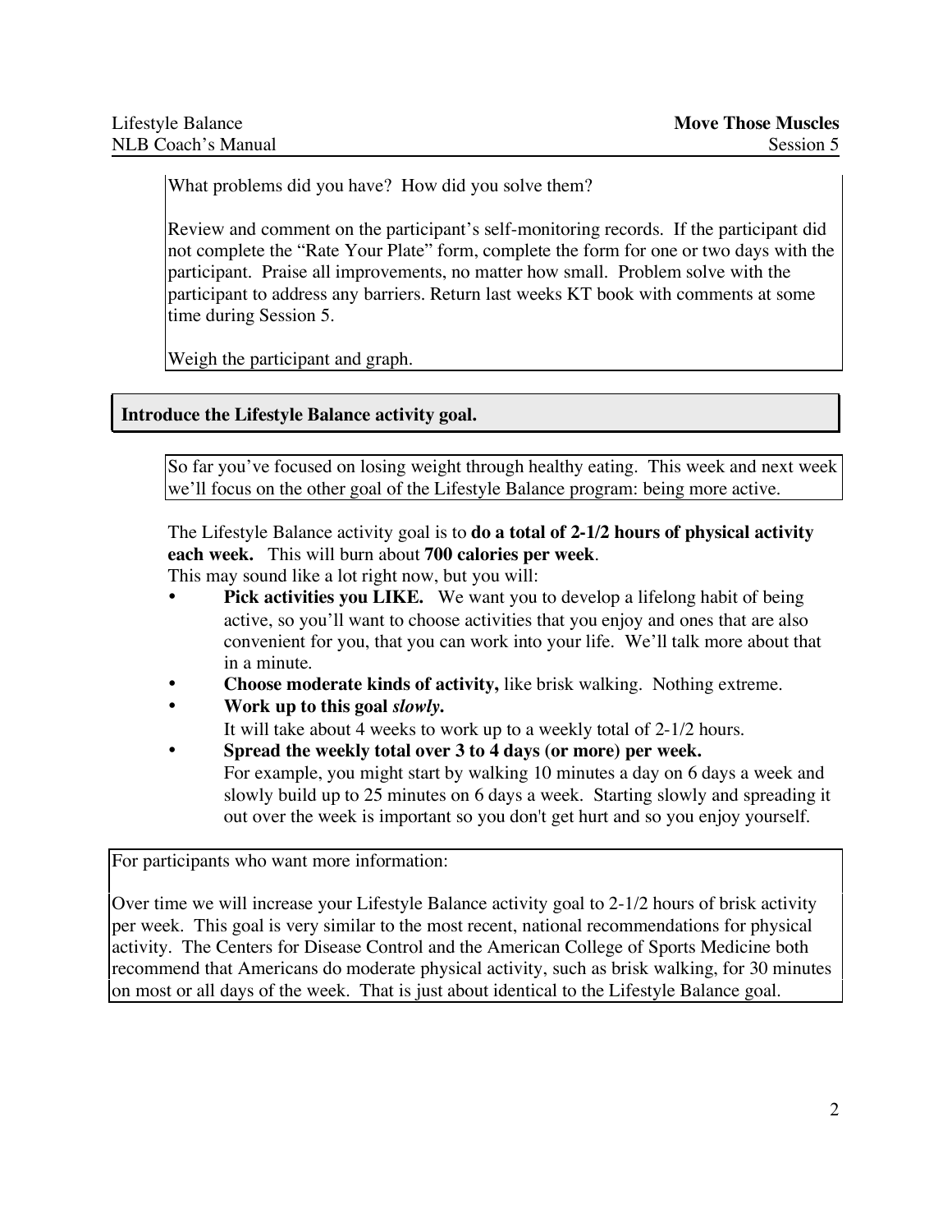What problems did you have? How did you solve them?

Review and comment on the participant's self-monitoring records. If the participant did not complete the "Rate Your Plate" form, complete the form for one or two days with the participant. Praise all improvements, no matter how small. Problem solve with the participant to address any barriers. Return last weeks KT book with comments at some time during Session 5.

Weigh the participant and graph.

## Introduce the Lifestyle Balance activity goal.

So far you've focused on losing weight through healthy eating. This week and next week we'll focus on the other goal of the Lifestyle Balance program: being more active.

The Lifestyle Balance activity goal is to **do a total of 2-1/2 hours of physical activity each week.** This will burn about **700 calories per week**.

This may sound like a lot right now, but you will:

- **Pick activities you LIKE.** We want you to develop a lifelong habit of being active, so you'll want to choose activities that you enjoy and ones that are also convenient for you, that you can work into your life. We'll talk more about that in a minute.
- **Choose moderate kinds of activity,** like brisk walking. Nothing extreme.
- **Work up to this goal *slowly.***
  It will take about 4 weeks to work up to a weekly total of 2-1/2 hours.
- **Spread the weekly total over 3 to 4 days (or more) per week.**
  For example, you might start by walking 10 minutes a day on 6 days a week and slowly build up to 25 minutes on 6 days a week. Starting slowly and spreading it out over the week is important so you don't get hurt and so you enjoy yourself.

For participants who want more information:

Over time we will increase your Lifestyle Balance activity goal to 2-1/2 hours of brisk activity per week. This goal is very similar to the most recent, national recommendations for physical activity. The Centers for Disease Control and the American College of Sports Medicine both recommend that Americans do moderate physical activity, such as brisk walking, for 30 minutes on most or all days of the week. That is just about identical to the Lifestyle Balance goal.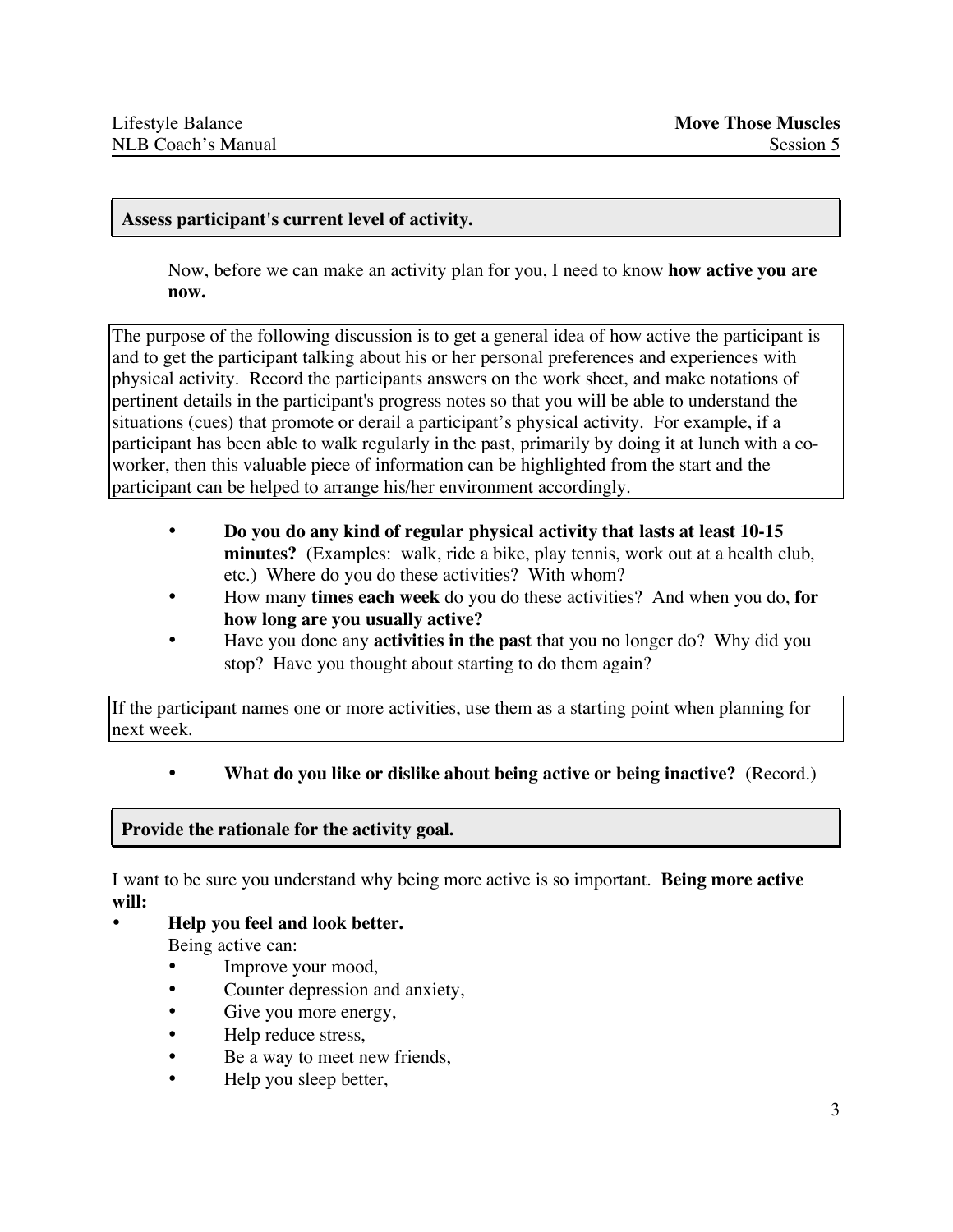## Assess participant's current level of activity.

Now, before we can make an activity plan for you, I need to know **how active you are now.**

The purpose of the following discussion is to get a general idea of how active the participant is and to get the participant talking about his or her personal preferences and experiences with physical activity. Record the participants answers on the work sheet, and make notations of pertinent details in the participant's progress notes so that you will be able to understand the situations (cues) that promote or derail a participant's physical activity. For example, if a participant has been able to walk regularly in the past, primarily by doing it at lunch with a co-worker, then this valuable piece of information can be highlighted from the start and the participant can be helped to arrange his/her environment accordingly.

- **Do you do any kind of regular physical activity that lasts at least 10-15 minutes?** (Examples: walk, ride a bike, play tennis, work out at a health club, etc.) Where do you do these activities? With whom?
- How many **times each week** do you do these activities? And when you do, **for how long are you usually active?**
- Have you done any **activities in the past** that you no longer do? Why did you stop? Have you thought about starting to do them again?

If the participant names one or more activities, use them as a starting point when planning for next week.

- **What do you like or dislike about being active or being inactive?** (Record.)

## Provide the rationale for the activity goal.

I want to be sure you understand why being more active is so important. **Being more active will:**

- **Help you feel and look better.**
  Being active can:
  - Improve your mood,
  - Counter depression and anxiety,
  - Give you more energy,
  - Help reduce stress,
  - Be a way to meet new friends,
  - Help you sleep better,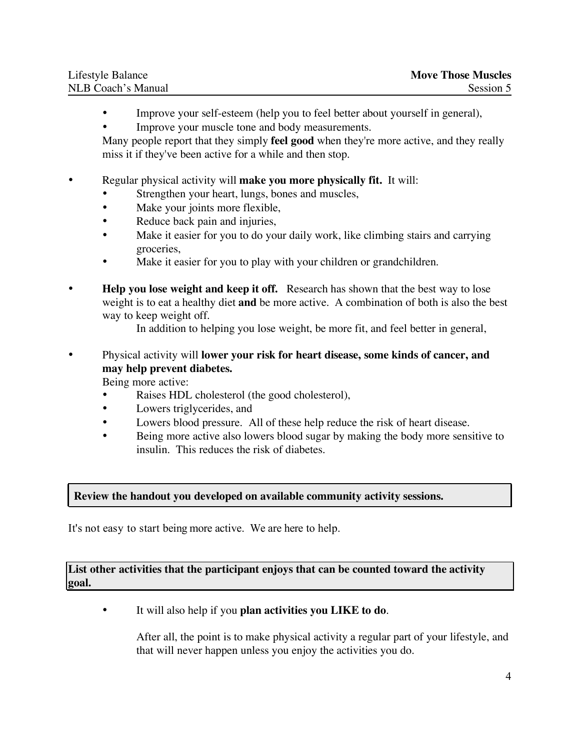- Improve your self-esteem (help you to feel better about yourself in general),
- Improve your muscle tone and body measurements.

Many people report that they simply **feel good** when they're more active, and they really miss it if they've been active for a while and then stop.

- Regular physical activity will **make you more physically fit.** It will:
  - Strengthen your heart, lungs, bones and muscles,
  - Make your joints more flexible,
  - Reduce back pain and injuries,
  - Make it easier for you to do your daily work, like climbing stairs and carrying groceries,
  - Make it easier for you to play with your children or grandchildren.

- **Help you lose weight and keep it off.** Research has shown that the best way to lose weight is to eat a healthy diet **and** be more active. A combination of both is also the best way to keep weight off.

  In addition to helping you lose weight, be more fit, and feel better in general,

- Physical activity will **lower your risk for heart disease, some kinds of cancer, and may help prevent diabetes.**

  Being more active:
  - Raises HDL cholesterol (the good cholesterol),
  - Lowers triglycerides, and
  - Lowers blood pressure. All of these help reduce the risk of heart disease.
  - Being more active also lowers blood sugar by making the body more sensitive to insulin. This reduces the risk of diabetes.

**Review the handout you developed on available community activity sessions.**

It's not easy to start being more active. We are here to help.

**List other activities that the participant enjoys that can be counted toward the activity goal.**

- It will also help if you **plan activities you LIKE to do**.

  After all, the point is to make physical activity a regular part of your lifestyle, and that will never happen unless you enjoy the activities you do.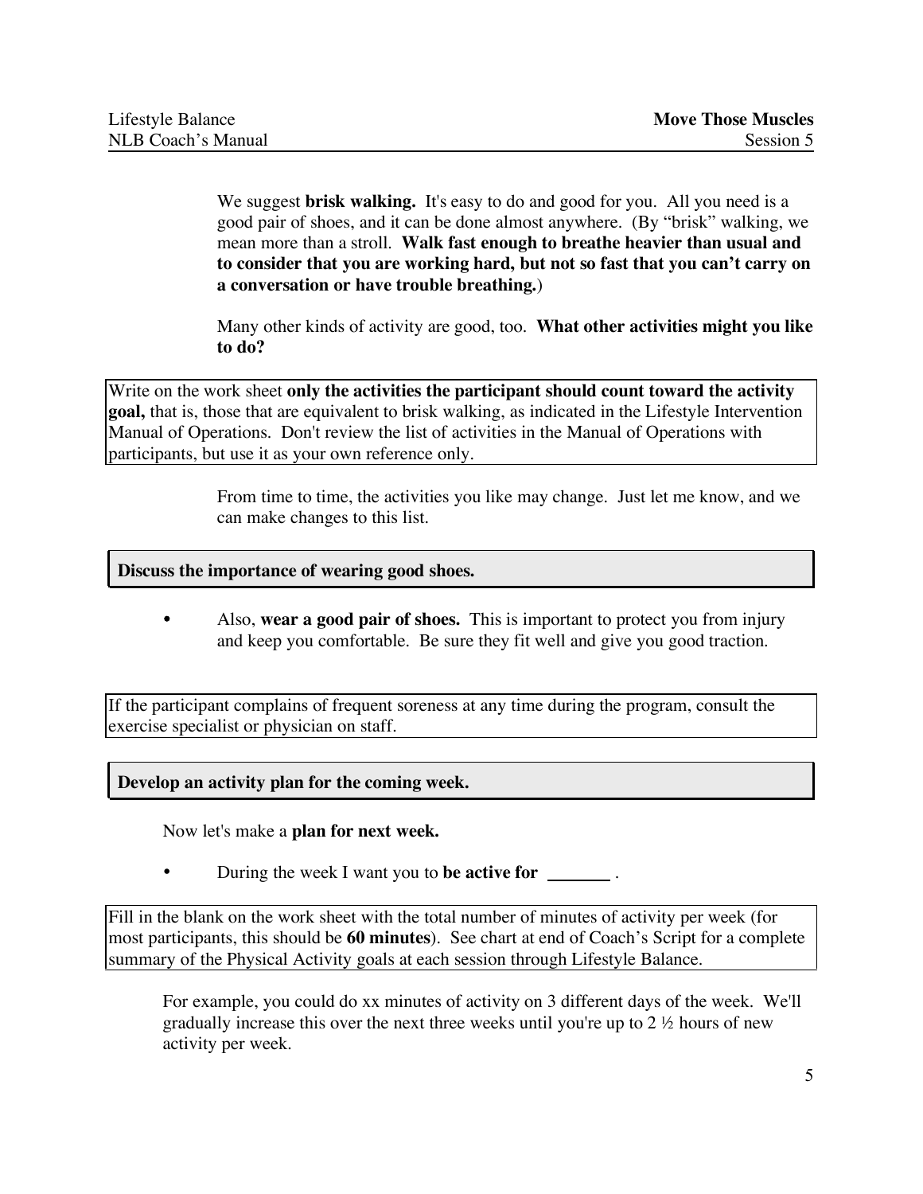We suggest **brisk walking.** It's easy to do and good for you. All you need is a good pair of shoes, and it can be done almost anywhere. (By "brisk" walking, we mean more than a stroll. **Walk fast enough to breathe heavier than usual and to consider that you are working hard, but not so fast that you can't carry on a conversation or have trouble breathing.**)

Many other kinds of activity are good, too. **What other activities might you like to do?**

> Write on the work sheet **only the activities the participant should count toward the activity goal,** that is, those that are equivalent to brisk walking, as indicated in the Lifestyle Intervention Manual of Operations. Don't review the list of activities in the Manual of Operations with participants, but use it as your own reference only.

From time to time, the activities you like may change. Just let me know, and we can make changes to this list.

**Discuss the importance of wearing good shoes.**

- Also, **wear a good pair of shoes.** This is important to protect you from injury and keep you comfortable. Be sure they fit well and give you good traction.

> If the participant complains of frequent soreness at any time during the program, consult the exercise specialist or physician on staff.

**Develop an activity plan for the coming week.**

Now let's make a **plan for next week.**

- During the week I want you to **be active for** _______ .

> Fill in the blank on the work sheet with the total number of minutes of activity per week (for most participants, this should be **60 minutes**). See chart at end of Coach's Script for a complete summary of the Physical Activity goals at each session through Lifestyle Balance.

For example, you could do xx minutes of activity on 3 different days of the week. We'll gradually increase this over the next three weeks until you're up to 2 ½ hours of new activity per week.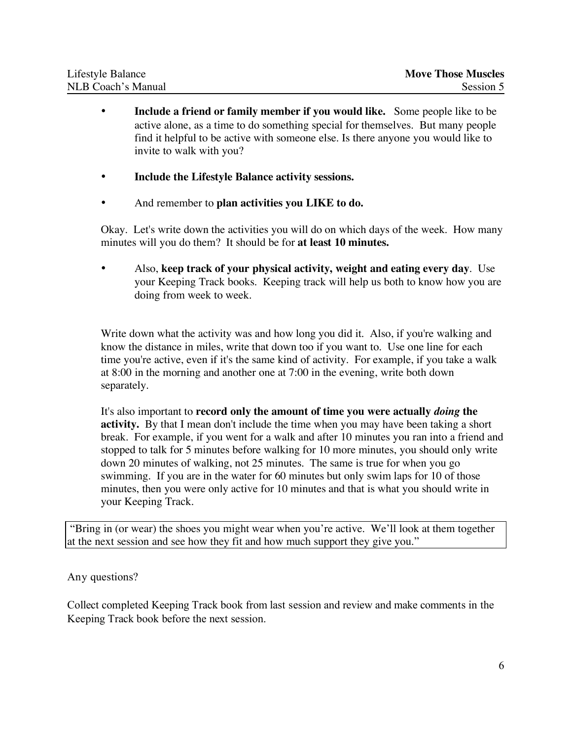- **Include a friend or family member if you would like.** Some people like to be active alone, as a time to do something special for themselves. But many people find it helpful to be active with someone else. Is there anyone you would like to invite to walk with you?

- **Include the Lifestyle Balance activity sessions.**

- And remember to **plan activities you LIKE to do.**

Okay. Let's write down the activities you will do on which days of the week. How many minutes will you do them? It should be for **at least 10 minutes.**

- Also, **keep track of your physical activity, weight and eating every day**. Use your Keeping Track books. Keeping track will help us both to know how you are doing from week to week.

Write down what the activity was and how long you did it. Also, if you're walking and know the distance in miles, write that down too if you want to. Use one line for each time you're active, even if it's the same kind of activity. For example, if you take a walk at 8:00 in the morning and another one at 7:00 in the evening, write both down separately.

It's also important to **record only the amount of time you were actually *doing* the activity.** By that I mean don't include the time when you may have been taking a short break. For example, if you went for a walk and after 10 minutes you ran into a friend and stopped to talk for 5 minutes before walking for 10 more minutes, you should only write down 20 minutes of walking, not 25 minutes. The same is true for when you go swimming. If you are in the water for 60 minutes but only swim laps for 10 of those minutes, then you were only active for 10 minutes and that is what you should write in your Keeping Track.

> "Bring in (or wear) the shoes you might wear when you're active. We'll look at them together at the next session and see how they fit and how much support they give you."

Any questions?

Collect completed Keeping Track book from last session and review and make comments in the Keeping Track book before the next session.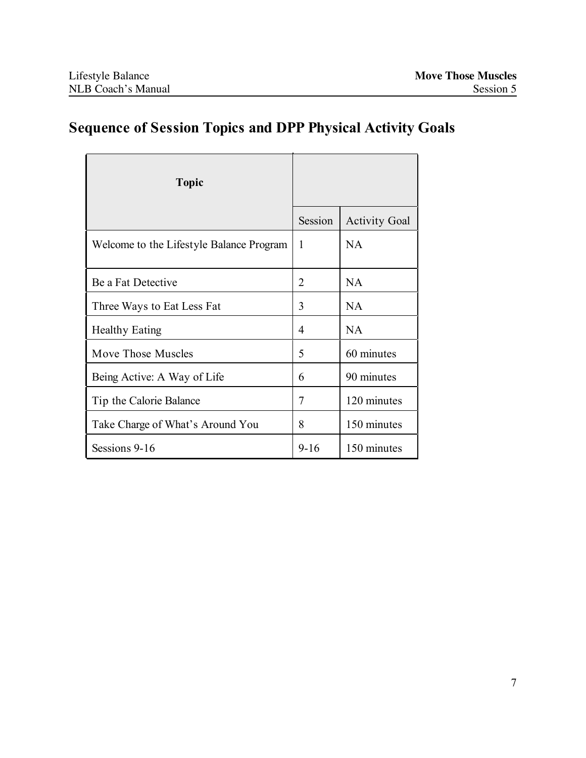## Sequence of Session Topics and DPP Physical Activity Goals

| Topic | | |
| --- | --- | --- |
| | Session | Activity Goal |
| Welcome to the Lifestyle Balance Program | 1 | NA |
| Be a Fat Detective | 2 | NA |
| Three Ways to Eat Less Fat | 3 | NA |
| Healthy Eating | 4 | NA |
| Move Those Muscles | 5 | 60 minutes |
| Being Active: A Way of Life | 6 | 90 minutes |
| Tip the Calorie Balance | 7 | 120 minutes |
| Take Charge of What's Around You | 8 | 150 minutes |
| Sessions 9-16 | 9-16 | 150 minutes |